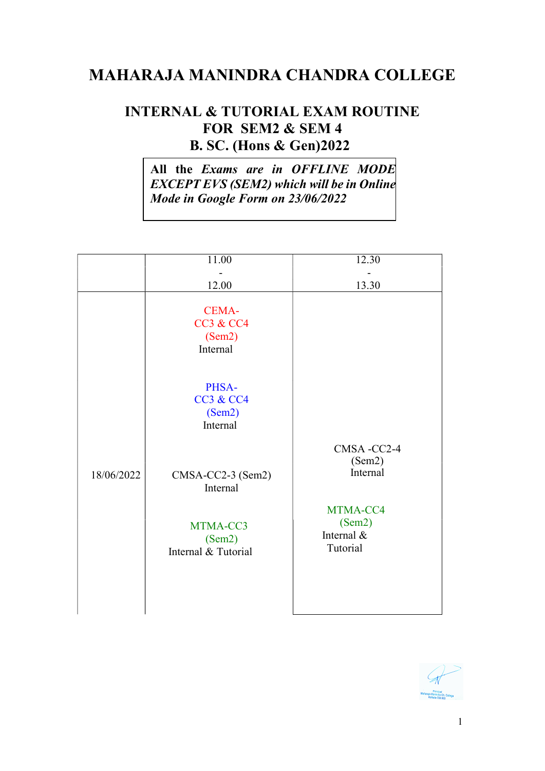# MAHARAJA MANINDRA CHANDRA COLLEGE

## INTERNAL & TUTORIAL EXAM ROUTINE
## FOR SEM2 & SEM 4
## B. SC. (Hons & Gen)2022

**All the *Exams are in OFFLINE MODE EXCEPT EVS (SEM2) which will be in Online Mode in Google Form on 23/06/2022***

| | 11.00 - 12.00 | 12.30 - 13.30 |
|---|---|---|
| 18/06/2022 | CEMA-CC3 & CC4 (Sem2) Internal<br><br>PHSA-CC3 & CC4 (Sem2) Internal<br><br>CMSA-CC2-3 (Sem2) Internal<br><br>MTMA-CC3 (Sem2) Internal & Tutorial | CMSA -CC2-4 (Sem2) Internal<br><br>MTMA-CC4 (Sem2) Internal & Tutorial |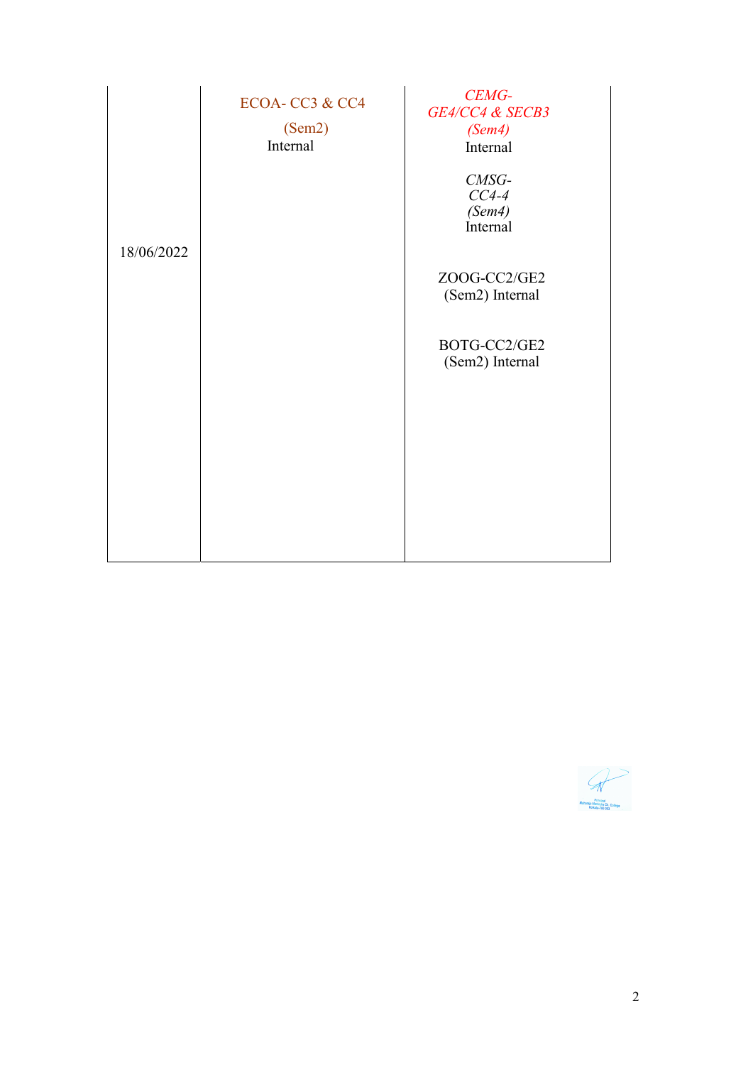| | | |
|---|---|---|
| 18/06/2022 | ECOA- CC3 & CC4 (Sem2) Internal | *CEMG-GE4/CC4 & SECB3 (Sem4)* Internal<br><br>*CMSG-CC4-4 (Sem4)* Internal<br><br>ZOOG-CC2/GE2 (Sem2) Internal<br><br>BOTG-CC2/GE2 (Sem2) Internal |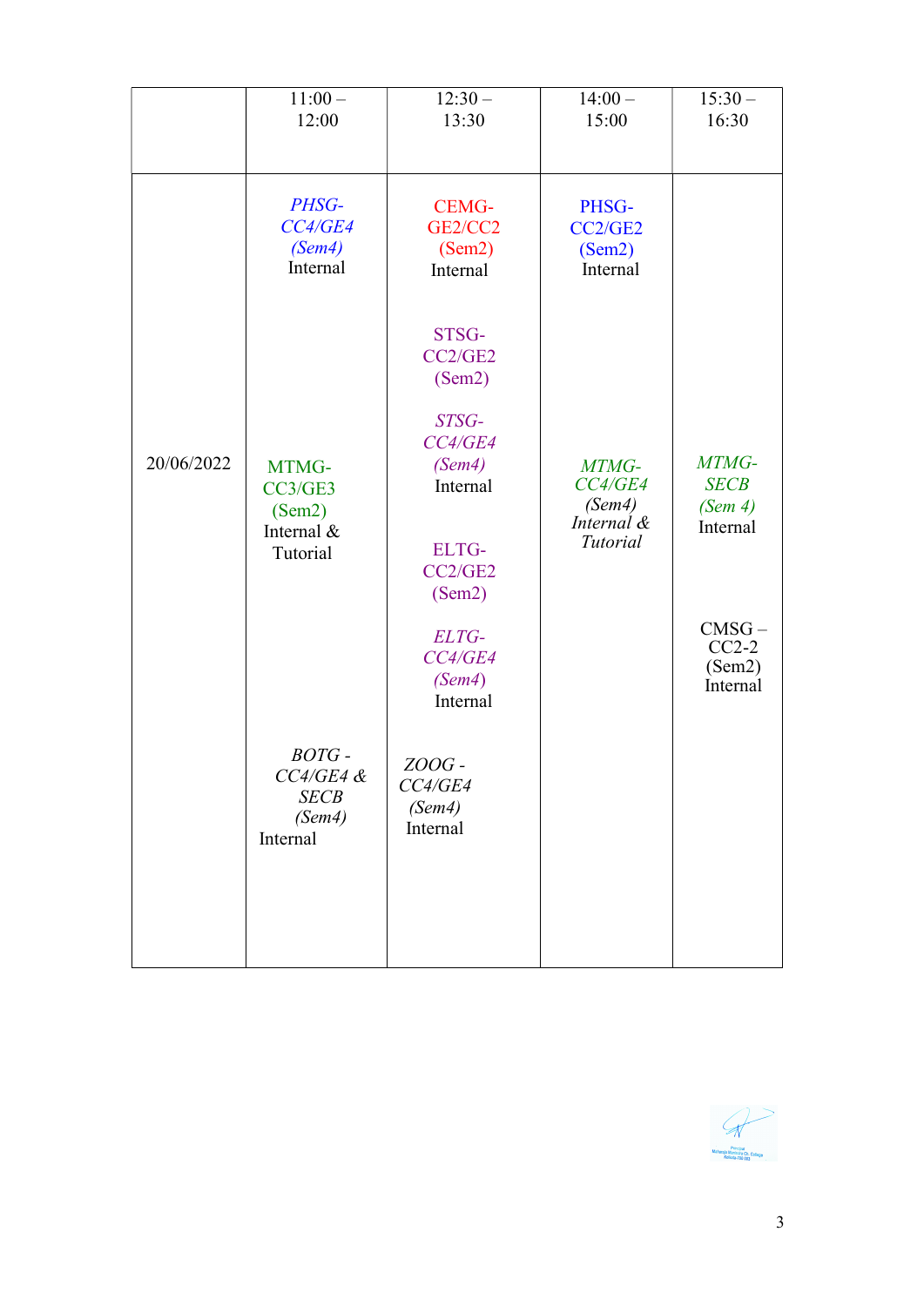| | 11:00 – 12:00 | 12:30 – 13:30 | 14:00 – 15:00 | 15:30 – 16:30 |
|---|---|---|---|---|
| 20/06/2022 | *PHSG-CC4/GE4 (Sem4)* Internal<br><br>MTMG-CC3/GE3 (Sem2) Internal & Tutorial<br><br>*BOTG - CC4/GE4 & SECB (Sem4)* Internal | CEMG-GE2/CC2 (Sem2) Internal<br><br>STSG-CC2/GE2 (Sem2)<br><br>*STSG-CC4/GE4 (Sem4)* Internal<br><br>ELTG-CC2/GE2 (Sem2)<br><br>*ELTG-CC4/GE4 (Sem4)* Internal<br><br>*ZOOG - CC4/GE4 (Sem4)* Internal | PHSG-CC2/GE2 (Sem2) Internal<br><br>*MTMG-CC4/GE4 (Sem4) Internal & Tutorial* | *MTMG-SECB (Sem 4)* Internal<br><br>CMSG – CC2-2 (Sem2) Internal |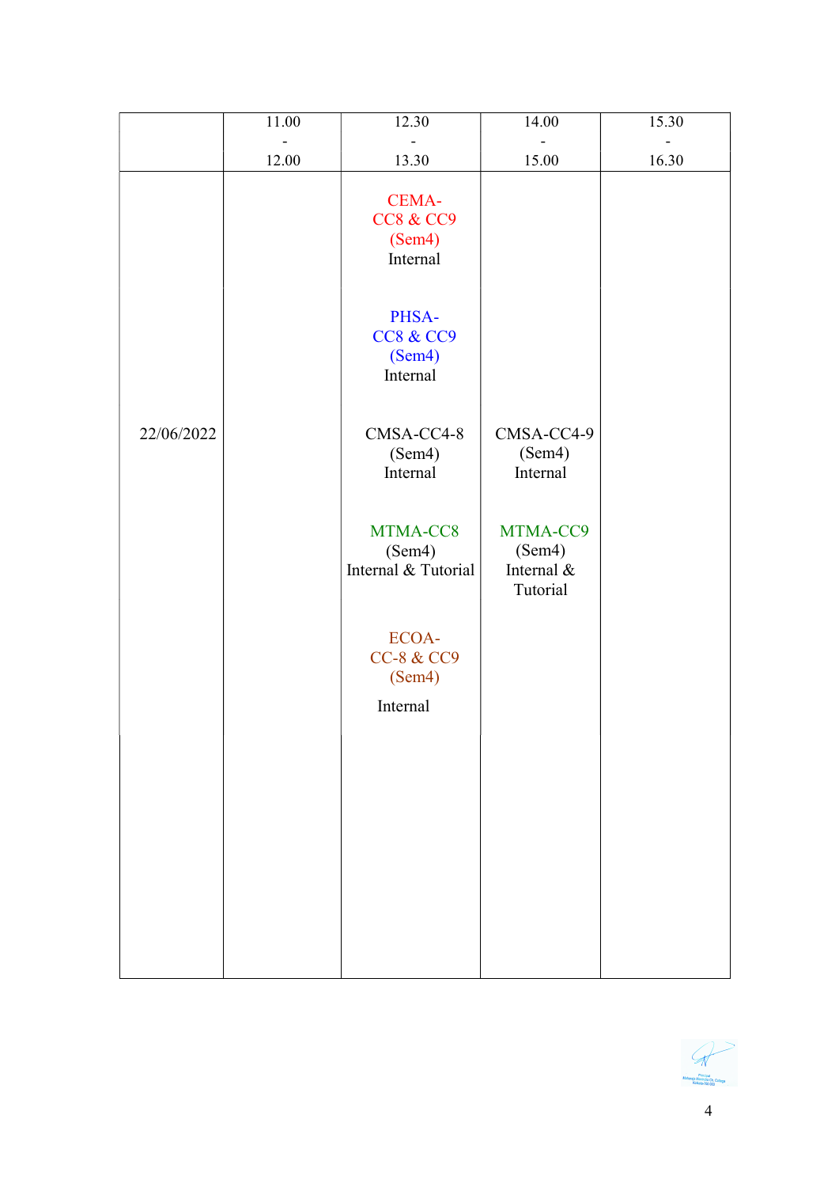| | 11.00 - 12.00 | 12.30 - 13.30 | 14.00 - 15.00 | 15.30 - 16.30 |
|---|---|---|---|---|
| 22/06/2022 | | CEMA-CC8 & CC9 (Sem4) Internal<br><br>PHSA-CC8 & CC9 (Sem4) Internal<br><br>CMSA-CC4-8 (Sem4) Internal<br><br>MTMA-CC8 (Sem4) Internal & Tutorial<br><br>ECOA-CC-8 & CC9 (Sem4) Internal | CMSA-CC4-9 (Sem4) Internal<br><br>MTMA-CC9 (Sem4) Internal & Tutorial | |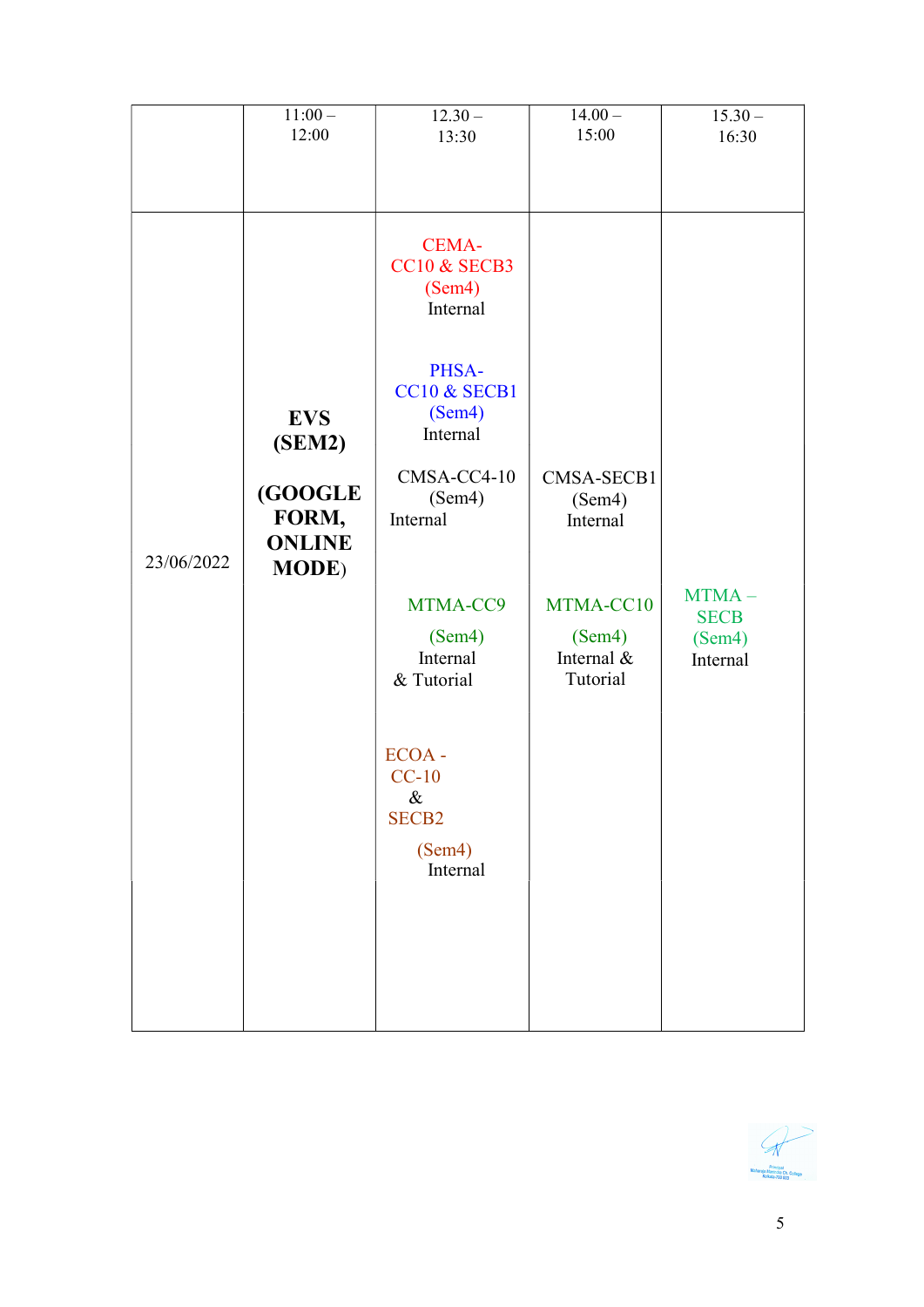| | 11:00 – 12:00 | 12.30 – 13:30 | 14.00 – 15:00 | 15.30 – 16:30 |
|---|---|---|---|---|
| 23/06/2022 | **EVS (SEM2)** **(GOOGLE FORM, ONLINE MODE)** | CEMA-CC10 & SECB3 (Sem4) Internal<br><br>PHSA-CC10 & SECB1 (Sem4) Internal<br><br>CMSA-CC4-10 (Sem4) Internal<br><br>MTMA-CC9 (Sem4) Internal & Tutorial<br><br>ECOA - CC-10 & SECB2 (Sem4) Internal | CMSA-SECB1 (Sem4) Internal<br><br>MTMA-CC10 (Sem4) Internal & Tutorial | MTMA – SECB (Sem4) Internal |